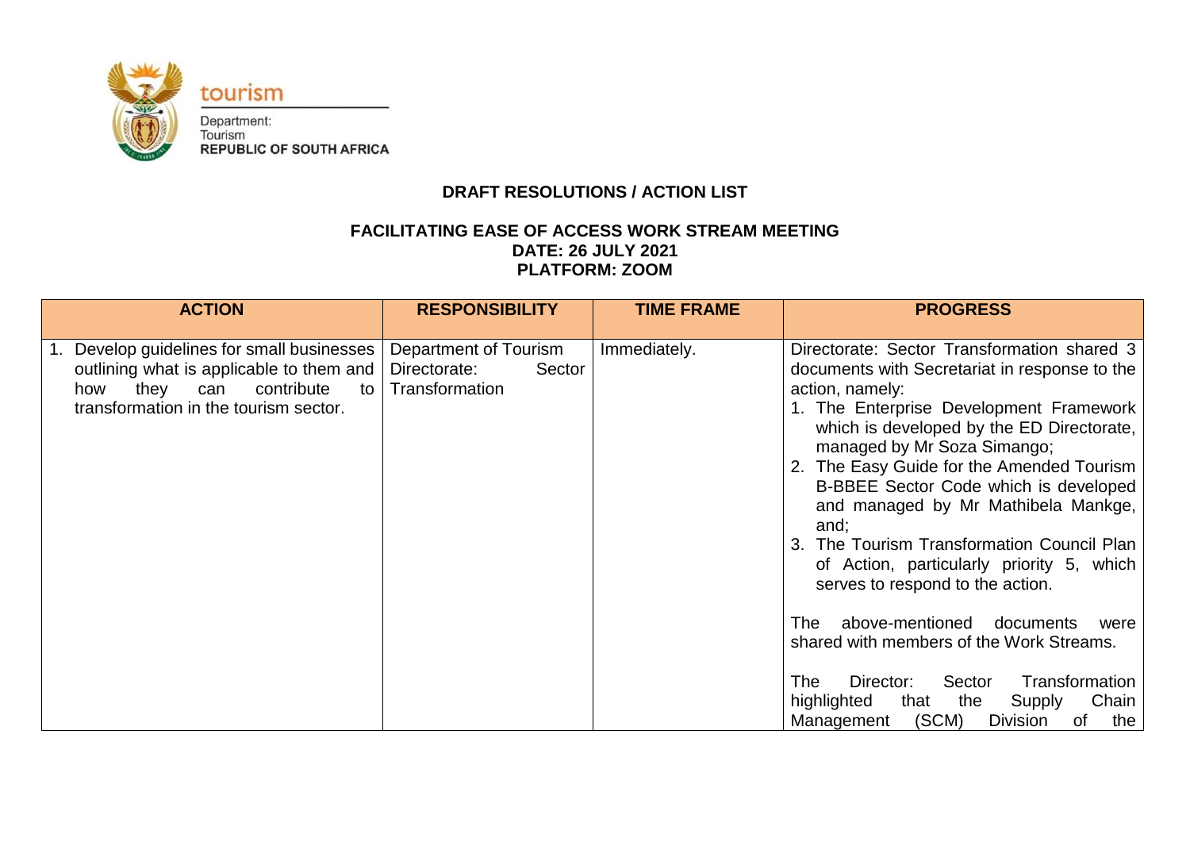tourism

Department:
Tourism
**REPUBLIC OF SOUTH AFRICA**

**DRAFT RESOLUTIONS / ACTION LIST**

**FACILITATING EASE OF ACCESS WORK STREAM MEETING**
**DATE: 26 JULY 2021**
**PLATFORM: ZOOM**

| ACTION | RESPONSIBILITY | TIME FRAME | PROGRESS |
|---|---|---|---|
| 1. Develop guidelines for small businesses outlining what is applicable to them and how they can contribute to transformation in the tourism sector. | Department of Tourism Directorate: Sector Transformation | Immediately. | Directorate: Sector Transformation shared 3 documents with Secretariat in response to the action, namely:<br>1. The Enterprise Development Framework which is developed by the ED Directorate, managed by Mr Soza Simango;<br>2. The Easy Guide for the Amended Tourism B-BBEE Sector Code which is developed and managed by Mr Mathibela Mankge, and;<br>3. The Tourism Transformation Council Plan of Action, particularly priority 5, which serves to respond to the action.<br><br>The above-mentioned documents were shared with members of the Work Streams.<br><br>The Director: Sector Transformation highlighted that the Supply Chain Management (SCM) Division of the |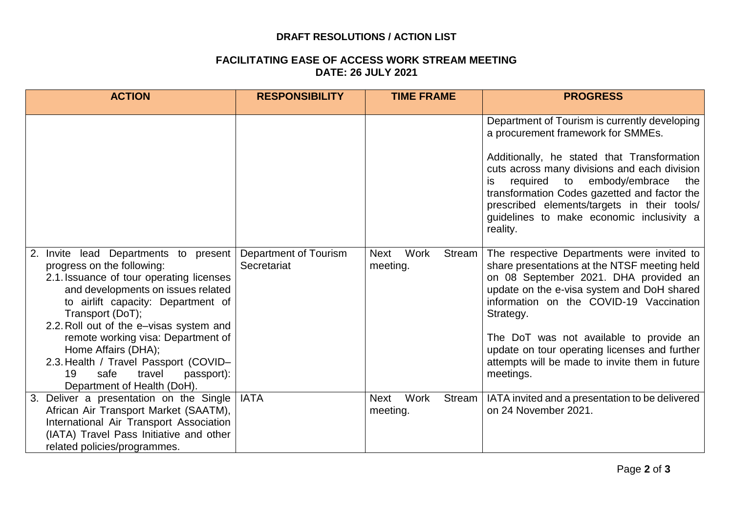**DRAFT RESOLUTIONS / ACTION LIST**

**FACILITATING EASE OF ACCESS WORK STREAM MEETING**
**DATE: 26 JULY 2021**

| ACTION | RESPONSIBILITY | TIME FRAME | PROGRESS |
|---|---|---|---|
| | | | Department of Tourism is currently developing a procurement framework for SMMEs.<br><br>Additionally, he stated that Transformation cuts across many divisions and each division is required to embody/embrace the transformation Codes gazetted and factor the prescribed elements/targets in their tools/ guidelines to make economic inclusivity a reality. |
| 2. Invite lead Departments to present progress on the following:<br>2.1. Issuance of tour operating licenses and developments on issues related to airlift capacity: Department of Transport (DoT);<br>2.2. Roll out of the e–visas system and remote working visa: Department of Home Affairs (DHA);<br>2.3. Health / Travel Passport (COVID–19 safe travel passport): Department of Health (DoH). | Department of Tourism Secretariat | Next Work Stream meeting. | The respective Departments were invited to share presentations at the NTSF meeting held on 08 September 2021. DHA provided an update on the e-visa system and DoH shared information on the COVID-19 Vaccination Strategy.<br><br>The DoT was not available to provide an update on tour operating licenses and further attempts will be made to invite them in future meetings. |
| 3. Deliver a presentation on the Single African Air Transport Market (SAATM), International Air Transport Association (IATA) Travel Pass Initiative and other related policies/programmes. | IATA | Next Work Stream meeting. | IATA invited and a presentation to be delivered on 24 November 2021. |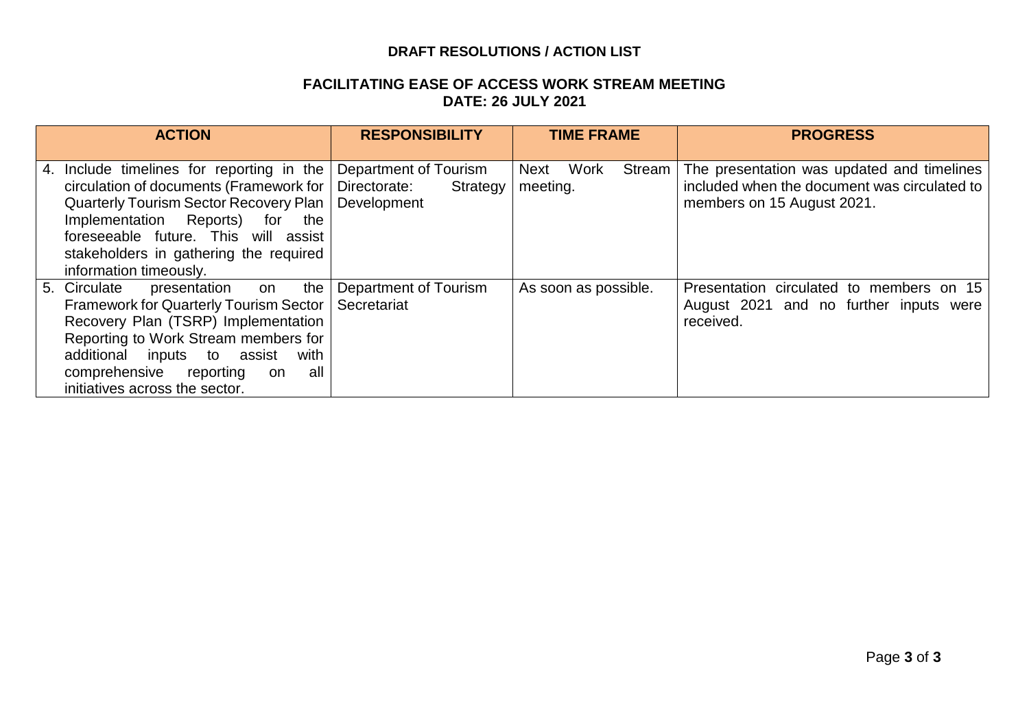**DRAFT RESOLUTIONS / ACTION LIST**

**FACILITATING EASE OF ACCESS WORK STREAM MEETING**
**DATE: 26 JULY 2021**

| ACTION | RESPONSIBILITY | TIME FRAME | PROGRESS |
|---|---|---|---|
| 4. Include timelines for reporting in the circulation of documents (Framework for Quarterly Tourism Sector Recovery Plan Implementation Reports) for the foreseeable future. This will assist stakeholders in gathering the required information timeously. | Department of Tourism Directorate: Strategy Development | Next Work Stream meeting. | The presentation was updated and timelines included when the document was circulated to members on 15 August 2021. |
| 5. Circulate presentation on the Framework for Quarterly Tourism Sector Recovery Plan (TSRP) Implementation Reporting to Work Stream members for additional inputs to assist with comprehensive reporting on all initiatives across the sector. | Department of Tourism Secretariat | As soon as possible. | Presentation circulated to members on 15 August 2021 and no further inputs were received. |